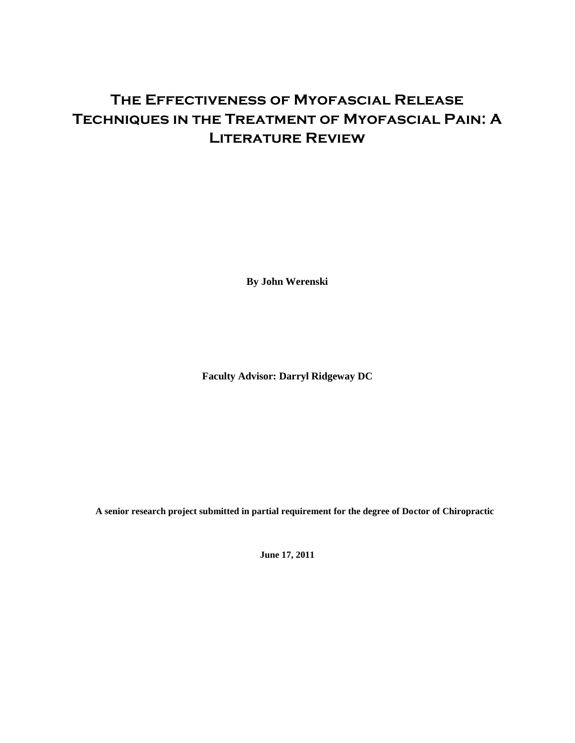# The Effectiveness of Myofascial Release Techniques in the Treatment of Myofascial Pain: A Literature Review

**By John Werenski**

**Faculty Advisor: Darryl Ridgeway DC**

**A senior research project submitted in partial requirement for the degree of Doctor of Chiropractic**

**June 17, 2011**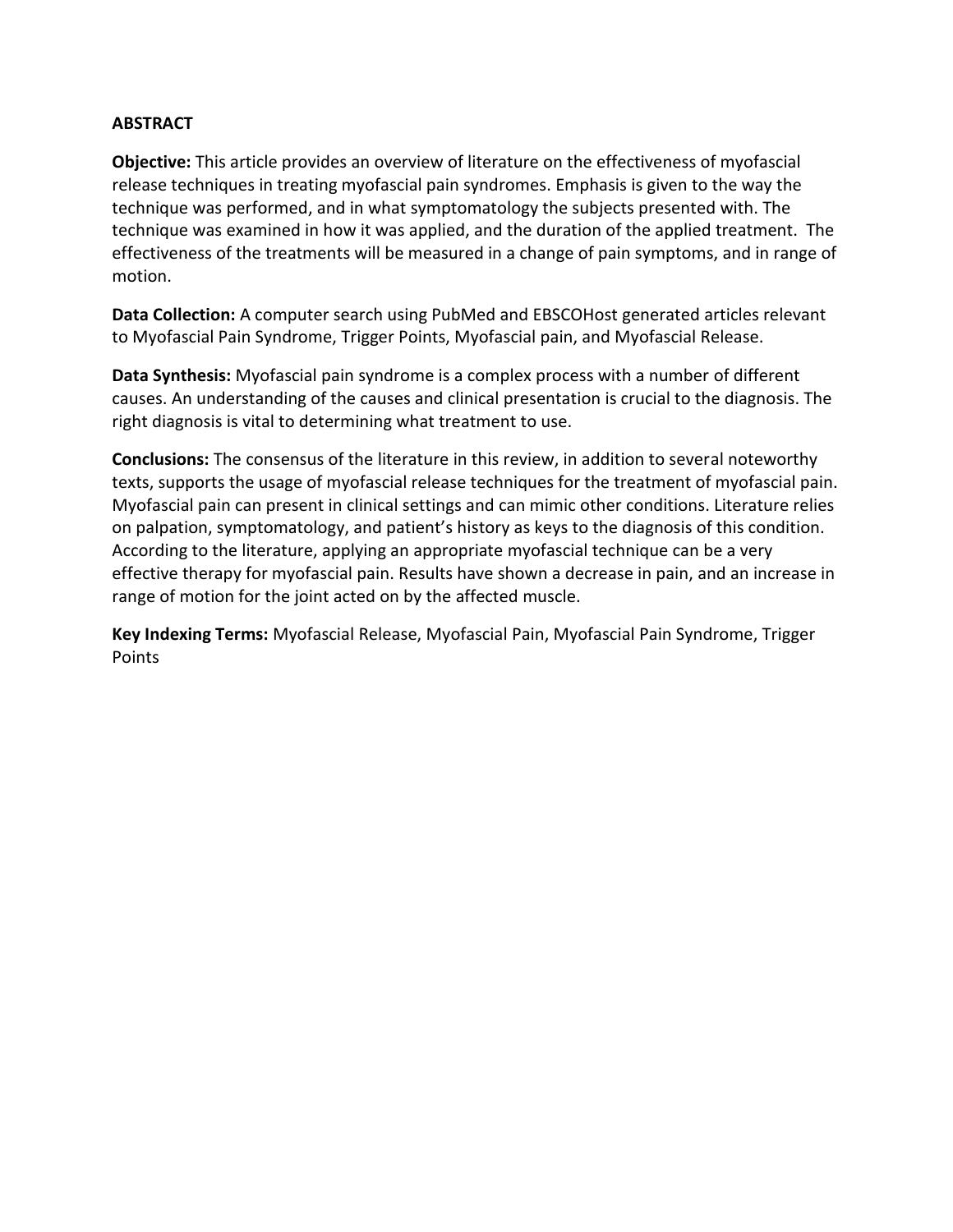## ABSTRACT

**Objective:** This article provides an overview of literature on the effectiveness of myofascial release techniques in treating myofascial pain syndromes. Emphasis is given to the way the technique was performed, and in what symptomatology the subjects presented with. The technique was examined in how it was applied, and the duration of the applied treatment. The effectiveness of the treatments will be measured in a change of pain symptoms, and in range of motion.

**Data Collection:** A computer search using PubMed and EBSCOHost generated articles relevant to Myofascial Pain Syndrome, Trigger Points, Myofascial pain, and Myofascial Release.

**Data Synthesis:** Myofascial pain syndrome is a complex process with a number of different causes. An understanding of the causes and clinical presentation is crucial to the diagnosis. The right diagnosis is vital to determining what treatment to use.

**Conclusions:** The consensus of the literature in this review, in addition to several noteworthy texts, supports the usage of myofascial release techniques for the treatment of myofascial pain. Myofascial pain can present in clinical settings and can mimic other conditions. Literature relies on palpation, symptomatology, and patient's history as keys to the diagnosis of this condition. According to the literature, applying an appropriate myofascial technique can be a very effective therapy for myofascial pain. Results have shown a decrease in pain, and an increase in range of motion for the joint acted on by the affected muscle.

**Key Indexing Terms:** Myofascial Release, Myofascial Pain, Myofascial Pain Syndrome, Trigger Points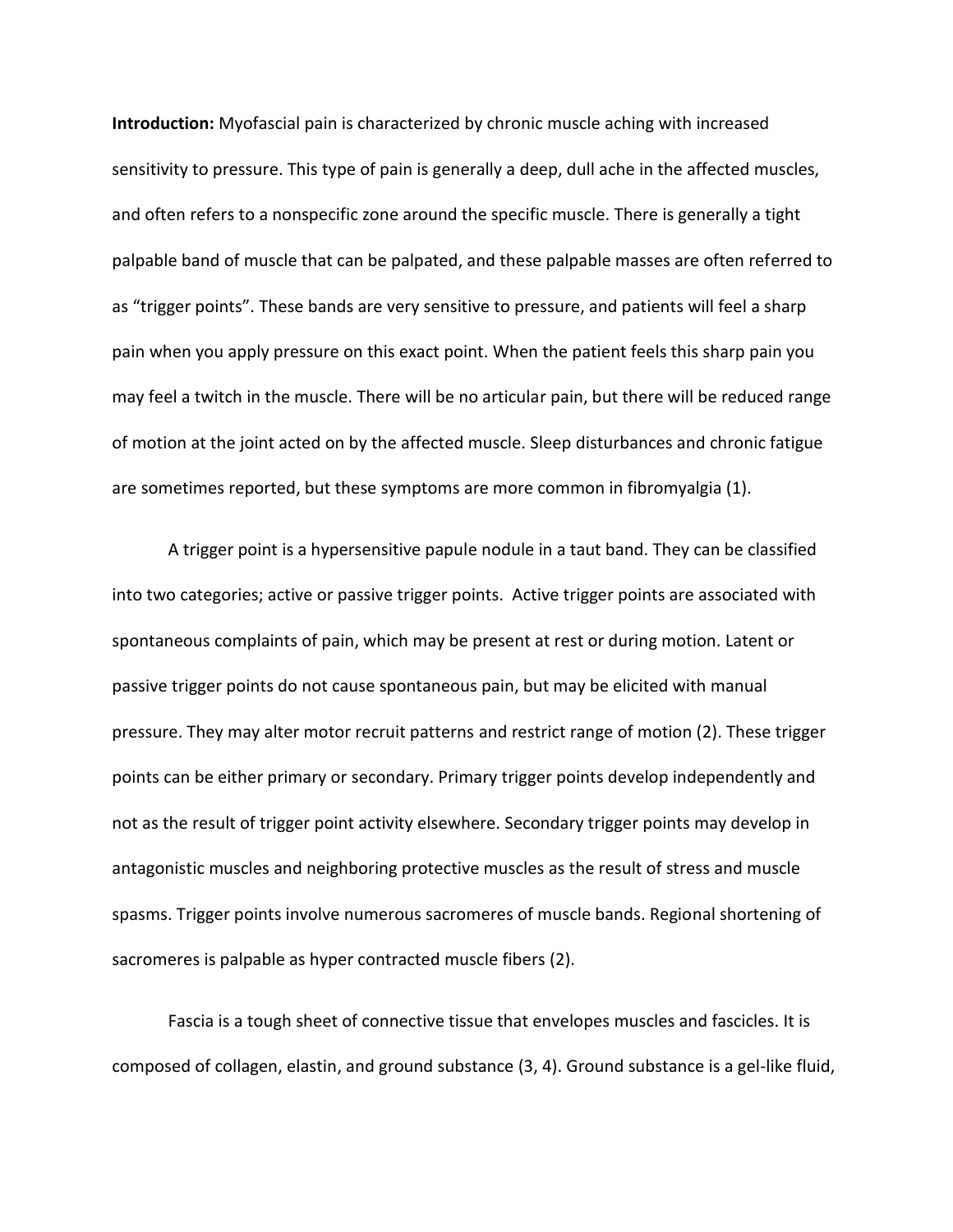**Introduction:** Myofascial pain is characterized by chronic muscle aching with increased sensitivity to pressure. This type of pain is generally a deep, dull ache in the affected muscles, and often refers to a nonspecific zone around the specific muscle. There is generally a tight palpable band of muscle that can be palpated, and these palpable masses are often referred to as "trigger points". These bands are very sensitive to pressure, and patients will feel a sharp pain when you apply pressure on this exact point. When the patient feels this sharp pain you may feel a twitch in the muscle. There will be no articular pain, but there will be reduced range of motion at the joint acted on by the affected muscle. Sleep disturbances and chronic fatigue are sometimes reported, but these symptoms are more common in fibromyalgia (1).

A trigger point is a hypersensitive papule nodule in a taut band. They can be classified into two categories; active or passive trigger points. Active trigger points are associated with spontaneous complaints of pain, which may be present at rest or during motion. Latent or passive trigger points do not cause spontaneous pain, but may be elicited with manual pressure. They may alter motor recruit patterns and restrict range of motion (2). These trigger points can be either primary or secondary. Primary trigger points develop independently and not as the result of trigger point activity elsewhere. Secondary trigger points may develop in antagonistic muscles and neighboring protective muscles as the result of stress and muscle spasms. Trigger points involve numerous sacromeres of muscle bands. Regional shortening of sacromeres is palpable as hyper contracted muscle fibers (2).

Fascia is a tough sheet of connective tissue that envelopes muscles and fascicles. It is composed of collagen, elastin, and ground substance (3, 4). Ground substance is a gel-like fluid,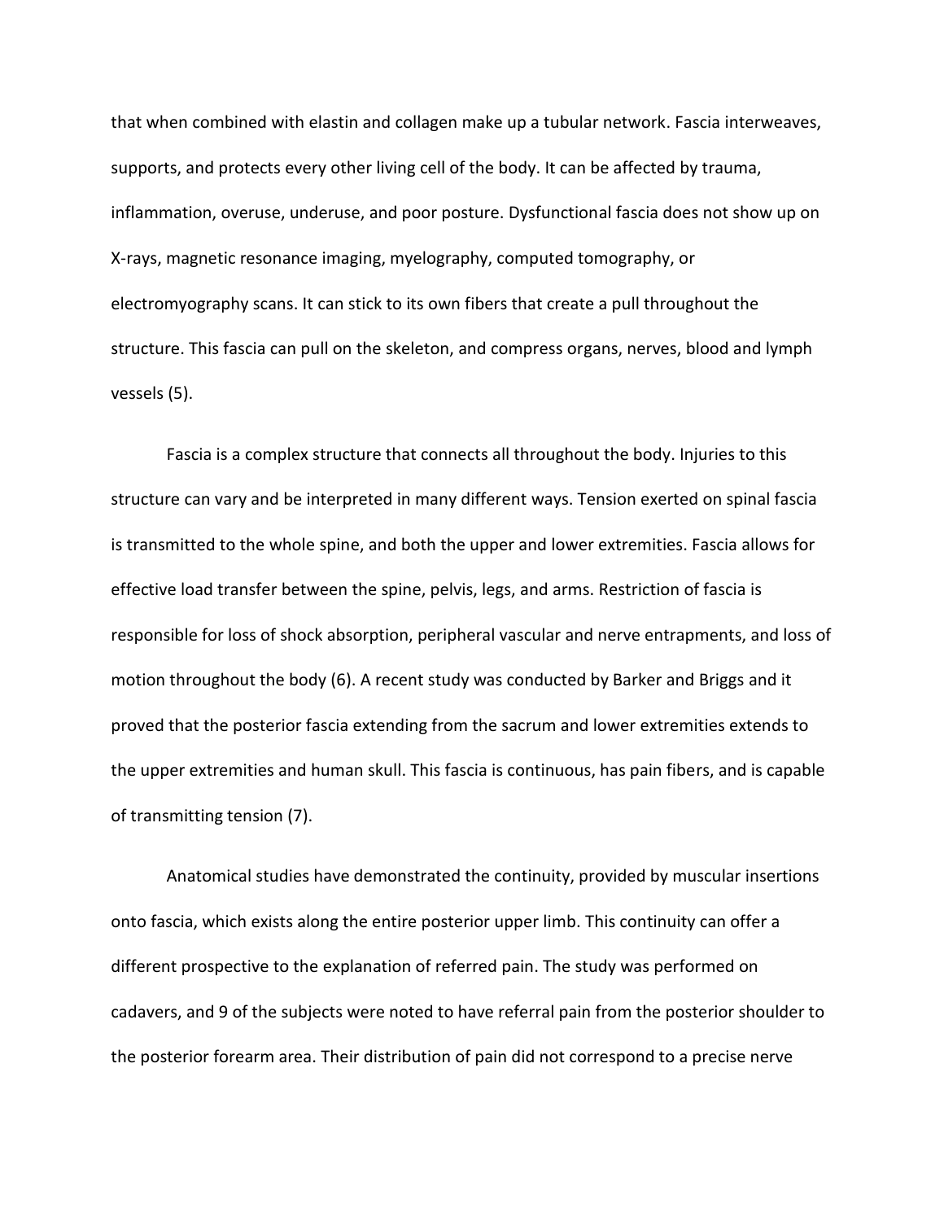that when combined with elastin and collagen make up a tubular network. Fascia interweaves, supports, and protects every other living cell of the body. It can be affected by trauma, inflammation, overuse, underuse, and poor posture. Dysfunctional fascia does not show up on X-rays, magnetic resonance imaging, myelography, computed tomography, or electromyography scans. It can stick to its own fibers that create a pull throughout the structure. This fascia can pull on the skeleton, and compress organs, nerves, blood and lymph vessels (5).

Fascia is a complex structure that connects all throughout the body. Injuries to this structure can vary and be interpreted in many different ways. Tension exerted on spinal fascia is transmitted to the whole spine, and both the upper and lower extremities. Fascia allows for effective load transfer between the spine, pelvis, legs, and arms. Restriction of fascia is responsible for loss of shock absorption, peripheral vascular and nerve entrapments, and loss of motion throughout the body (6). A recent study was conducted by Barker and Briggs and it proved that the posterior fascia extending from the sacrum and lower extremities extends to the upper extremities and human skull. This fascia is continuous, has pain fibers, and is capable of transmitting tension (7).

Anatomical studies have demonstrated the continuity, provided by muscular insertions onto fascia, which exists along the entire posterior upper limb. This continuity can offer a different prospective to the explanation of referred pain. The study was performed on cadavers, and 9 of the subjects were noted to have referral pain from the posterior shoulder to the posterior forearm area. Their distribution of pain did not correspond to a precise nerve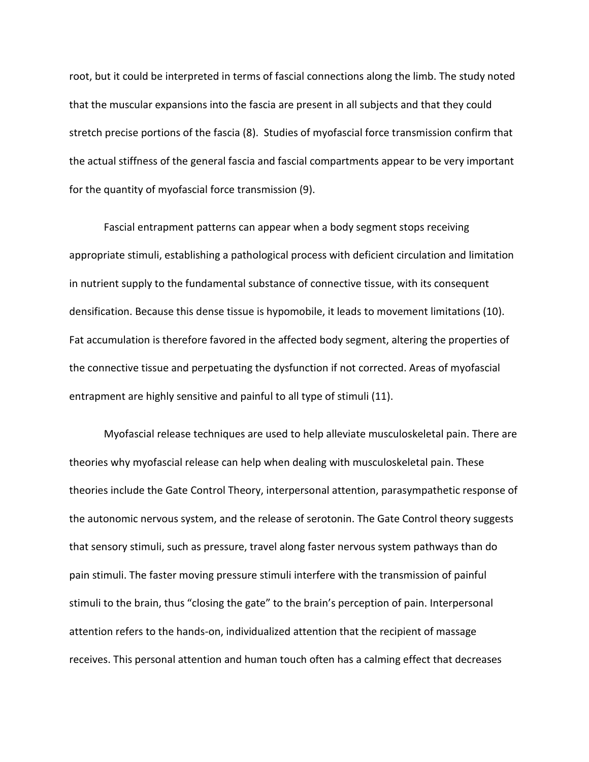root, but it could be interpreted in terms of fascial connections along the limb. The study noted that the muscular expansions into the fascia are present in all subjects and that they could stretch precise portions of the fascia (8). Studies of myofascial force transmission confirm that the actual stiffness of the general fascia and fascial compartments appear to be very important for the quantity of myofascial force transmission (9).

Fascial entrapment patterns can appear when a body segment stops receiving appropriate stimuli, establishing a pathological process with deficient circulation and limitation in nutrient supply to the fundamental substance of connective tissue, with its consequent densification. Because this dense tissue is hypomobile, it leads to movement limitations (10). Fat accumulation is therefore favored in the affected body segment, altering the properties of the connective tissue and perpetuating the dysfunction if not corrected. Areas of myofascial entrapment are highly sensitive and painful to all type of stimuli (11).

Myofascial release techniques are used to help alleviate musculoskeletal pain. There are theories why myofascial release can help when dealing with musculoskeletal pain. These theories include the Gate Control Theory, interpersonal attention, parasympathetic response of the autonomic nervous system, and the release of serotonin. The Gate Control theory suggests that sensory stimuli, such as pressure, travel along faster nervous system pathways than do pain stimuli. The faster moving pressure stimuli interfere with the transmission of painful stimuli to the brain, thus "closing the gate" to the brain's perception of pain. Interpersonal attention refers to the hands-on, individualized attention that the recipient of massage receives. This personal attention and human touch often has a calming effect that decreases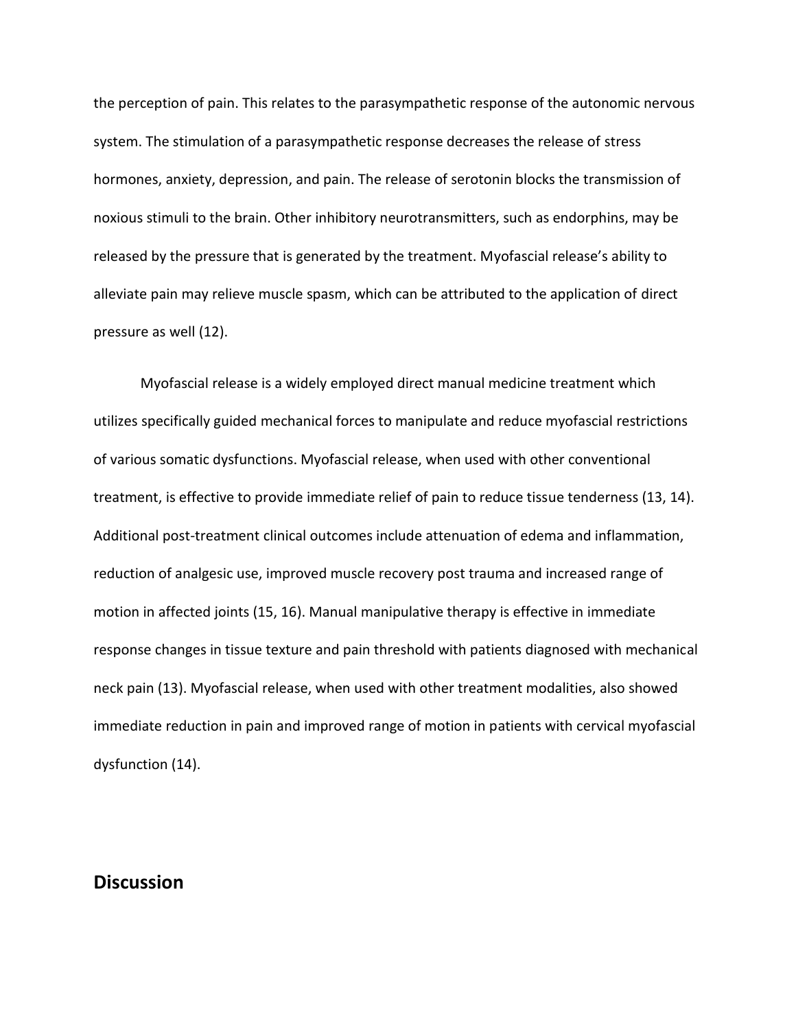the perception of pain. This relates to the parasympathetic response of the autonomic nervous system. The stimulation of a parasympathetic response decreases the release of stress hormones, anxiety, depression, and pain. The release of serotonin blocks the transmission of noxious stimuli to the brain. Other inhibitory neurotransmitters, such as endorphins, may be released by the pressure that is generated by the treatment. Myofascial release's ability to alleviate pain may relieve muscle spasm, which can be attributed to the application of direct pressure as well (12).

Myofascial release is a widely employed direct manual medicine treatment which utilizes specifically guided mechanical forces to manipulate and reduce myofascial restrictions of various somatic dysfunctions. Myofascial release, when used with other conventional treatment, is effective to provide immediate relief of pain to reduce tissue tenderness (13, 14). Additional post-treatment clinical outcomes include attenuation of edema and inflammation, reduction of analgesic use, improved muscle recovery post trauma and increased range of motion in affected joints (15, 16). Manual manipulative therapy is effective in immediate response changes in tissue texture and pain threshold with patients diagnosed with mechanical neck pain (13). Myofascial release, when used with other treatment modalities, also showed immediate reduction in pain and improved range of motion in patients with cervical myofascial dysfunction (14).

## Discussion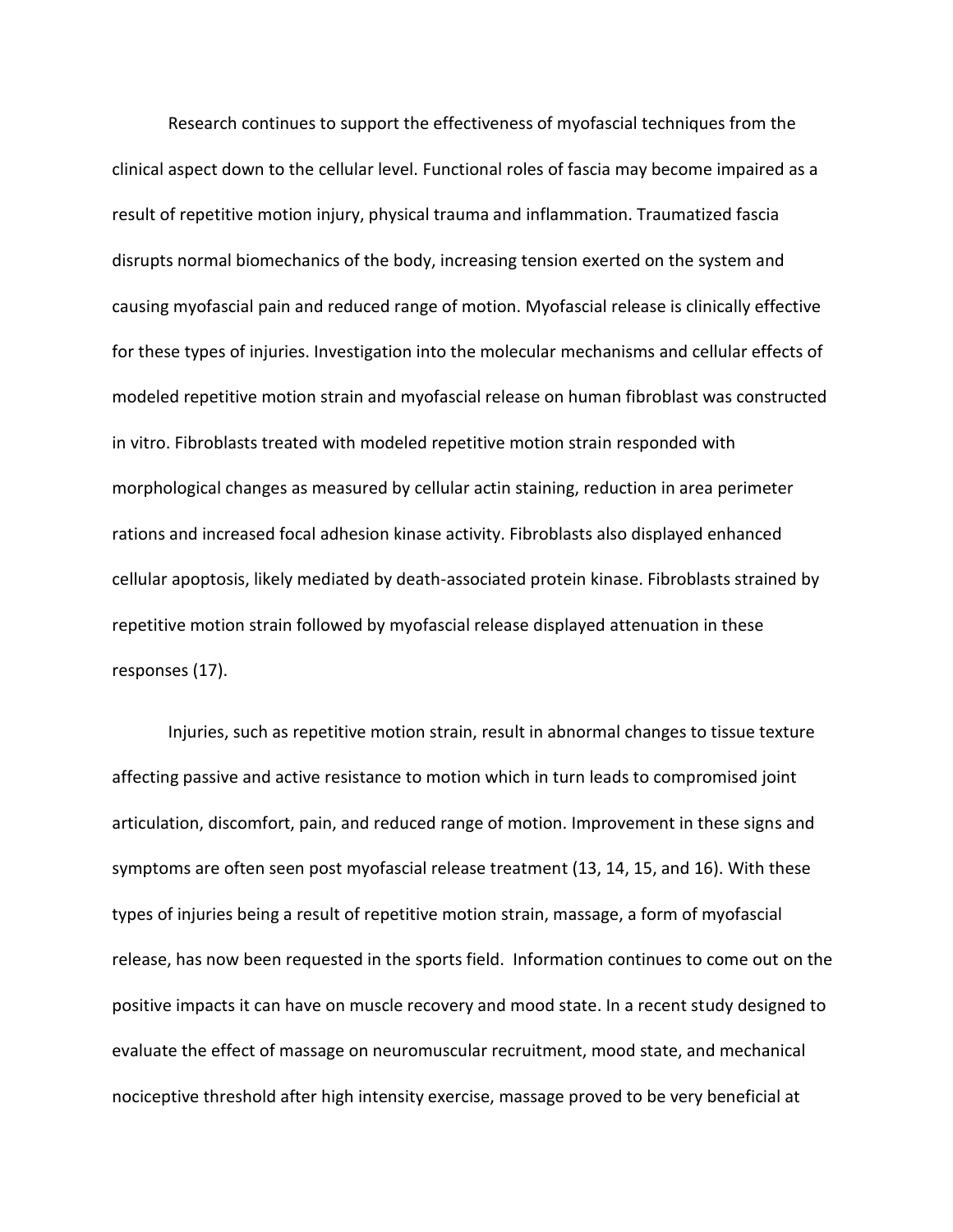Research continues to support the effectiveness of myofascial techniques from the clinical aspect down to the cellular level. Functional roles of fascia may become impaired as a result of repetitive motion injury, physical trauma and inflammation. Traumatized fascia disrupts normal biomechanics of the body, increasing tension exerted on the system and causing myofascial pain and reduced range of motion. Myofascial release is clinically effective for these types of injuries. Investigation into the molecular mechanisms and cellular effects of modeled repetitive motion strain and myofascial release on human fibroblast was constructed in vitro. Fibroblasts treated with modeled repetitive motion strain responded with morphological changes as measured by cellular actin staining, reduction in area perimeter rations and increased focal adhesion kinase activity. Fibroblasts also displayed enhanced cellular apoptosis, likely mediated by death-associated protein kinase. Fibroblasts strained by repetitive motion strain followed by myofascial release displayed attenuation in these responses (17).

Injuries, such as repetitive motion strain, result in abnormal changes to tissue texture affecting passive and active resistance to motion which in turn leads to compromised joint articulation, discomfort, pain, and reduced range of motion. Improvement in these signs and symptoms are often seen post myofascial release treatment (13, 14, 15, and 16). With these types of injuries being a result of repetitive motion strain, massage, a form of myofascial release, has now been requested in the sports field. Information continues to come out on the positive impacts it can have on muscle recovery and mood state. In a recent study designed to evaluate the effect of massage on neuromuscular recruitment, mood state, and mechanical nociceptive threshold after high intensity exercise, massage proved to be very beneficial at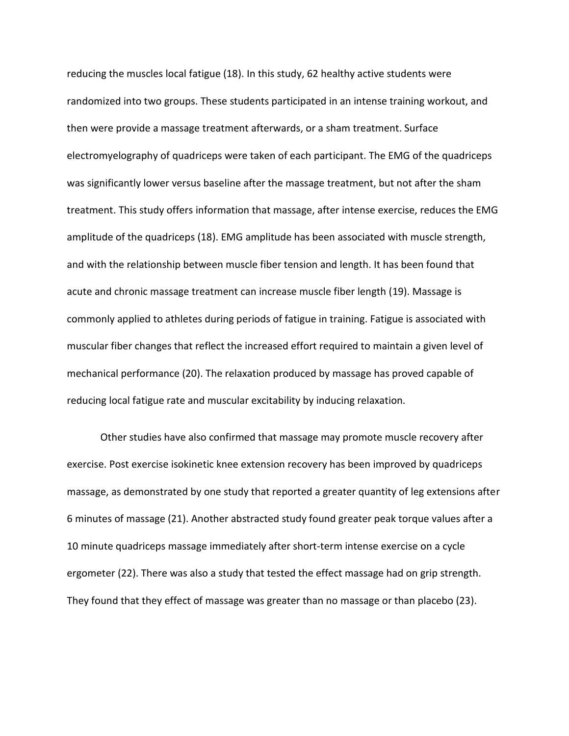reducing the muscles local fatigue (18). In this study, 62 healthy active students were randomized into two groups. These students participated in an intense training workout, and then were provide a massage treatment afterwards, or a sham treatment. Surface electromyelography of quadriceps were taken of each participant. The EMG of the quadriceps was significantly lower versus baseline after the massage treatment, but not after the sham treatment. This study offers information that massage, after intense exercise, reduces the EMG amplitude of the quadriceps (18). EMG amplitude has been associated with muscle strength, and with the relationship between muscle fiber tension and length. It has been found that acute and chronic massage treatment can increase muscle fiber length (19). Massage is commonly applied to athletes during periods of fatigue in training. Fatigue is associated with muscular fiber changes that reflect the increased effort required to maintain a given level of mechanical performance (20). The relaxation produced by massage has proved capable of reducing local fatigue rate and muscular excitability by inducing relaxation.

Other studies have also confirmed that massage may promote muscle recovery after exercise. Post exercise isokinetic knee extension recovery has been improved by quadriceps massage, as demonstrated by one study that reported a greater quantity of leg extensions after 6 minutes of massage (21). Another abstracted study found greater peak torque values after a 10 minute quadriceps massage immediately after short-term intense exercise on a cycle ergometer (22). There was also a study that tested the effect massage had on grip strength. They found that they effect of massage was greater than no massage or than placebo (23).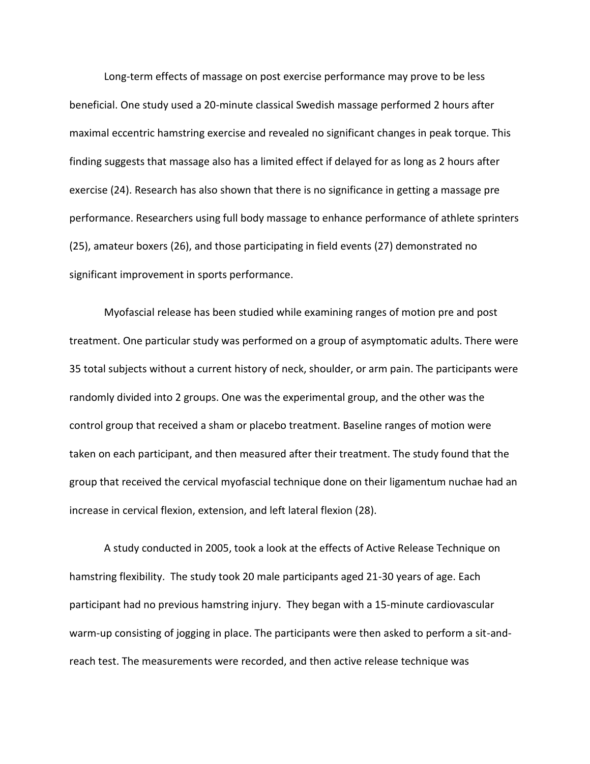Long-term effects of massage on post exercise performance may prove to be less beneficial. One study used a 20-minute classical Swedish massage performed 2 hours after maximal eccentric hamstring exercise and revealed no significant changes in peak torque. This finding suggests that massage also has a limited effect if delayed for as long as 2 hours after exercise (24). Research has also shown that there is no significance in getting a massage pre performance. Researchers using full body massage to enhance performance of athlete sprinters (25), amateur boxers (26), and those participating in field events (27) demonstrated no significant improvement in sports performance.

Myofascial release has been studied while examining ranges of motion pre and post treatment. One particular study was performed on a group of asymptomatic adults. There were 35 total subjects without a current history of neck, shoulder, or arm pain. The participants were randomly divided into 2 groups. One was the experimental group, and the other was the control group that received a sham or placebo treatment. Baseline ranges of motion were taken on each participant, and then measured after their treatment. The study found that the group that received the cervical myofascial technique done on their ligamentum nuchae had an increase in cervical flexion, extension, and left lateral flexion (28).

A study conducted in 2005, took a look at the effects of Active Release Technique on hamstring flexibility. The study took 20 male participants aged 21-30 years of age. Each participant had no previous hamstring injury. They began with a 15-minute cardiovascular warm-up consisting of jogging in place. The participants were then asked to perform a sit-and-reach test. The measurements were recorded, and then active release technique was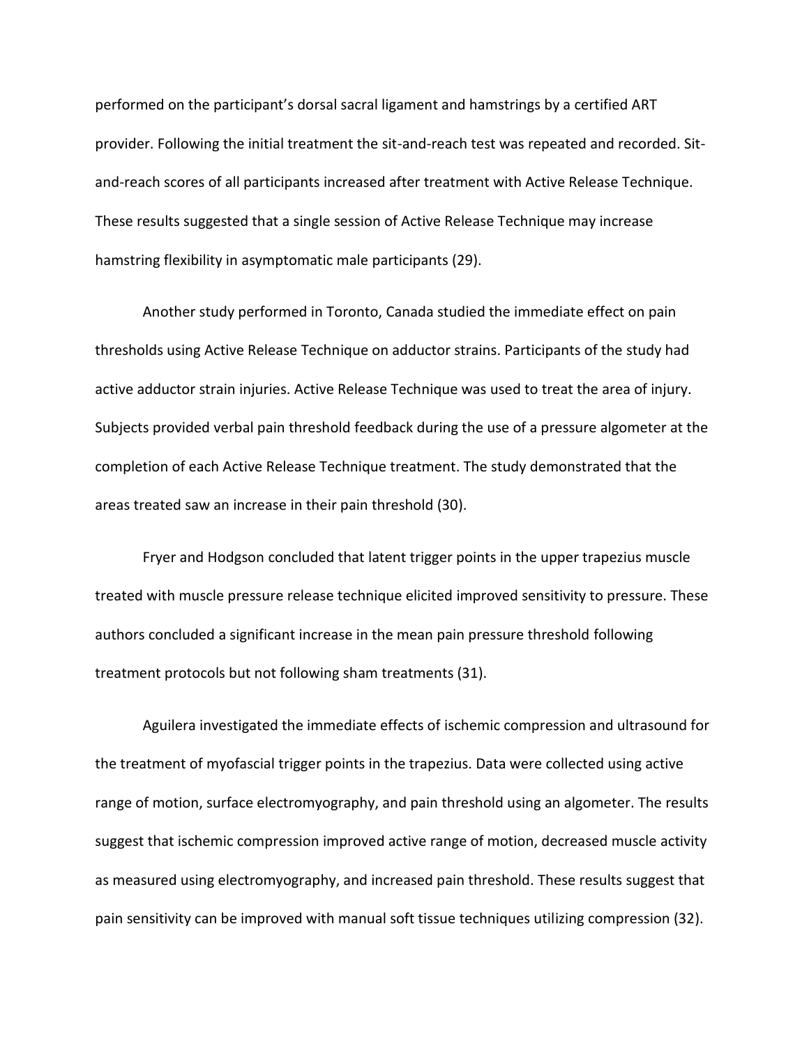performed on the participant's dorsal sacral ligament and hamstrings by a certified ART provider. Following the initial treatment the sit-and-reach test was repeated and recorded. Sit-and-reach scores of all participants increased after treatment with Active Release Technique. These results suggested that a single session of Active Release Technique may increase hamstring flexibility in asymptomatic male participants (29).

Another study performed in Toronto, Canada studied the immediate effect on pain thresholds using Active Release Technique on adductor strains. Participants of the study had active adductor strain injuries. Active Release Technique was used to treat the area of injury. Subjects provided verbal pain threshold feedback during the use of a pressure algometer at the completion of each Active Release Technique treatment. The study demonstrated that the areas treated saw an increase in their pain threshold (30).

Fryer and Hodgson concluded that latent trigger points in the upper trapezius muscle treated with muscle pressure release technique elicited improved sensitivity to pressure. These authors concluded a significant increase in the mean pain pressure threshold following treatment protocols but not following sham treatments (31).

Aguilera investigated the immediate effects of ischemic compression and ultrasound for the treatment of myofascial trigger points in the trapezius. Data were collected using active range of motion, surface electromyography, and pain threshold using an algometer. The results suggest that ischemic compression improved active range of motion, decreased muscle activity as measured using electromyography, and increased pain threshold. These results suggest that pain sensitivity can be improved with manual soft tissue techniques utilizing compression (32).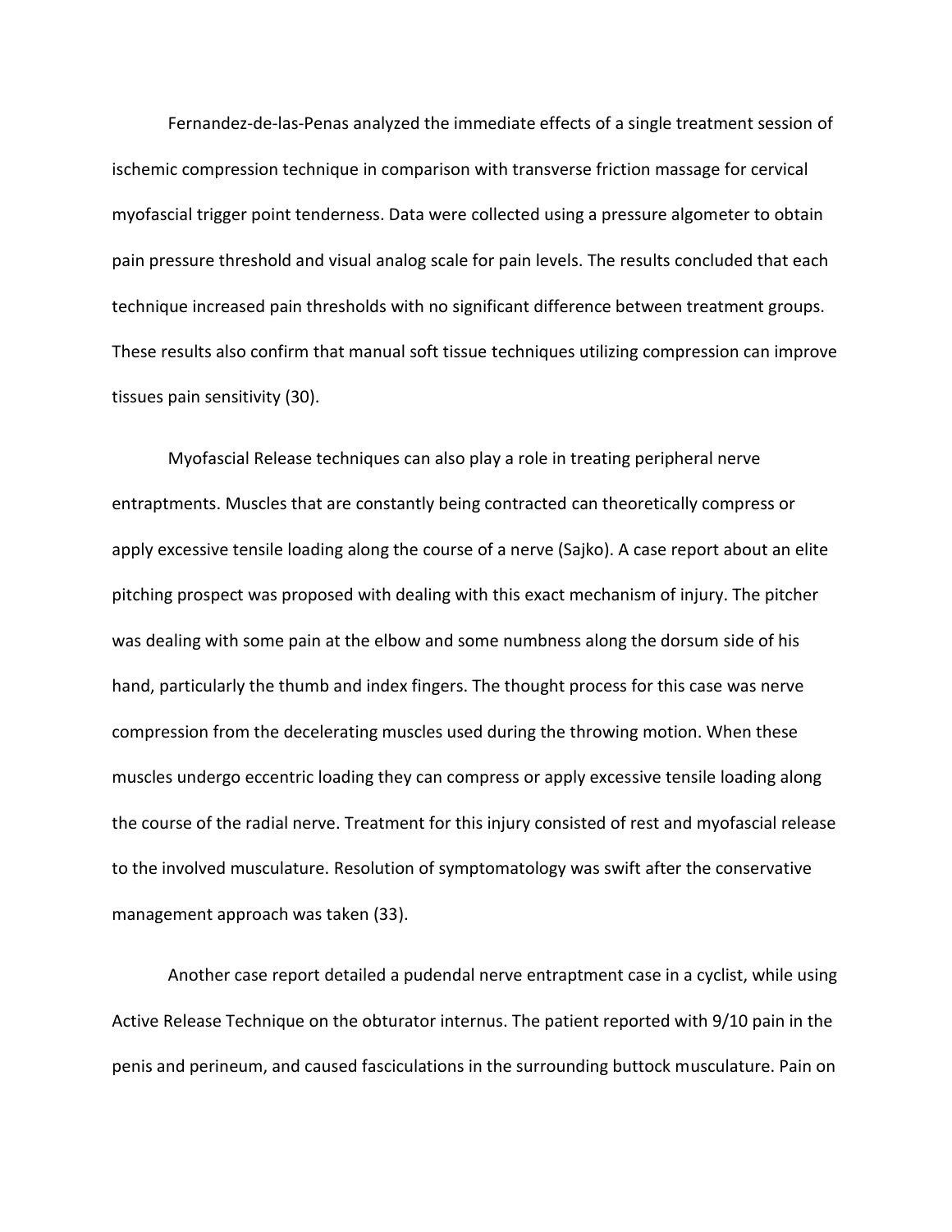Fernandez-de-las-Penas analyzed the immediate effects of a single treatment session of ischemic compression technique in comparison with transverse friction massage for cervical myofascial trigger point tenderness. Data were collected using a pressure algometer to obtain pain pressure threshold and visual analog scale for pain levels. The results concluded that each technique increased pain thresholds with no significant difference between treatment groups. These results also confirm that manual soft tissue techniques utilizing compression can improve tissues pain sensitivity (30).

Myofascial Release techniques can also play a role in treating peripheral nerve entrapments. Muscles that are constantly being contracted can theoretically compress or apply excessive tensile loading along the course of a nerve (Sajko). A case report about an elite pitching prospect was proposed with dealing with this exact mechanism of injury. The pitcher was dealing with some pain at the elbow and some numbness along the dorsum side of his hand, particularly the thumb and index fingers. The thought process for this case was nerve compression from the decelerating muscles used during the throwing motion. When these muscles undergo eccentric loading they can compress or apply excessive tensile loading along the course of the radial nerve. Treatment for this injury consisted of rest and myofascial release to the involved musculature. Resolution of symptomatology was swift after the conservative management approach was taken (33).

Another case report detailed a pudendal nerve entrapment case in a cyclist, while using Active Release Technique on the obturator internus. The patient reported with 9/10 pain in the penis and perineum, and caused fasciculations in the surrounding buttock musculature. Pain on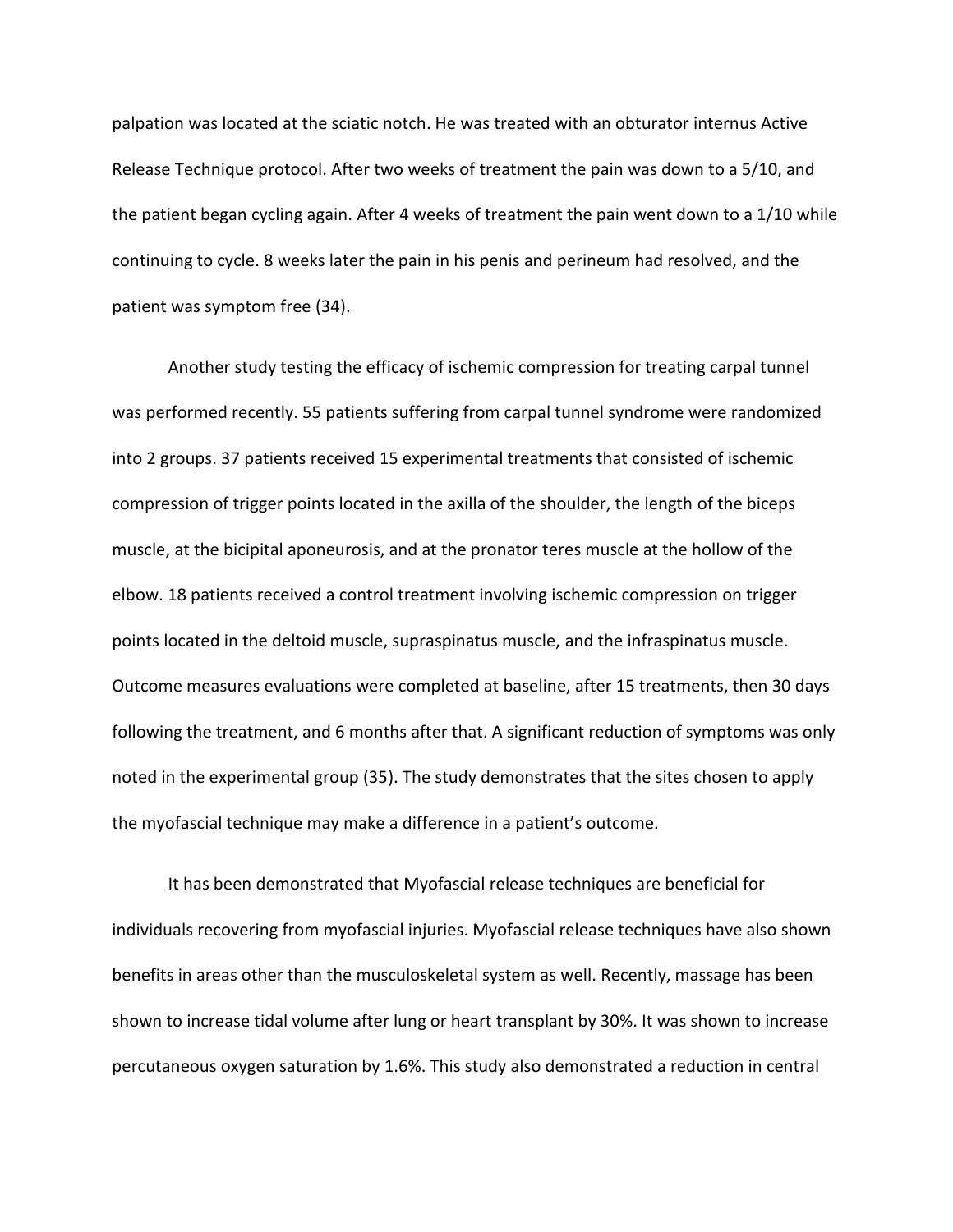palpation was located at the sciatic notch. He was treated with an obturator internus Active Release Technique protocol. After two weeks of treatment the pain was down to a 5/10, and the patient began cycling again. After 4 weeks of treatment the pain went down to a 1/10 while continuing to cycle. 8 weeks later the pain in his penis and perineum had resolved, and the patient was symptom free (34).

Another study testing the efficacy of ischemic compression for treating carpal tunnel was performed recently. 55 patients suffering from carpal tunnel syndrome were randomized into 2 groups. 37 patients received 15 experimental treatments that consisted of ischemic compression of trigger points located in the axilla of the shoulder, the length of the biceps muscle, at the bicipital aponeurosis, and at the pronator teres muscle at the hollow of the elbow. 18 patients received a control treatment involving ischemic compression on trigger points located in the deltoid muscle, supraspinatus muscle, and the infraspinatus muscle. Outcome measures evaluations were completed at baseline, after 15 treatments, then 30 days following the treatment, and 6 months after that. A significant reduction of symptoms was only noted in the experimental group (35). The study demonstrates that the sites chosen to apply the myofascial technique may make a difference in a patient's outcome.

It has been demonstrated that Myofascial release techniques are beneficial for individuals recovering from myofascial injuries. Myofascial release techniques have also shown benefits in areas other than the musculoskeletal system as well. Recently, massage has been shown to increase tidal volume after lung or heart transplant by 30%. It was shown to increase percutaneous oxygen saturation by 1.6%. This study also demonstrated a reduction in central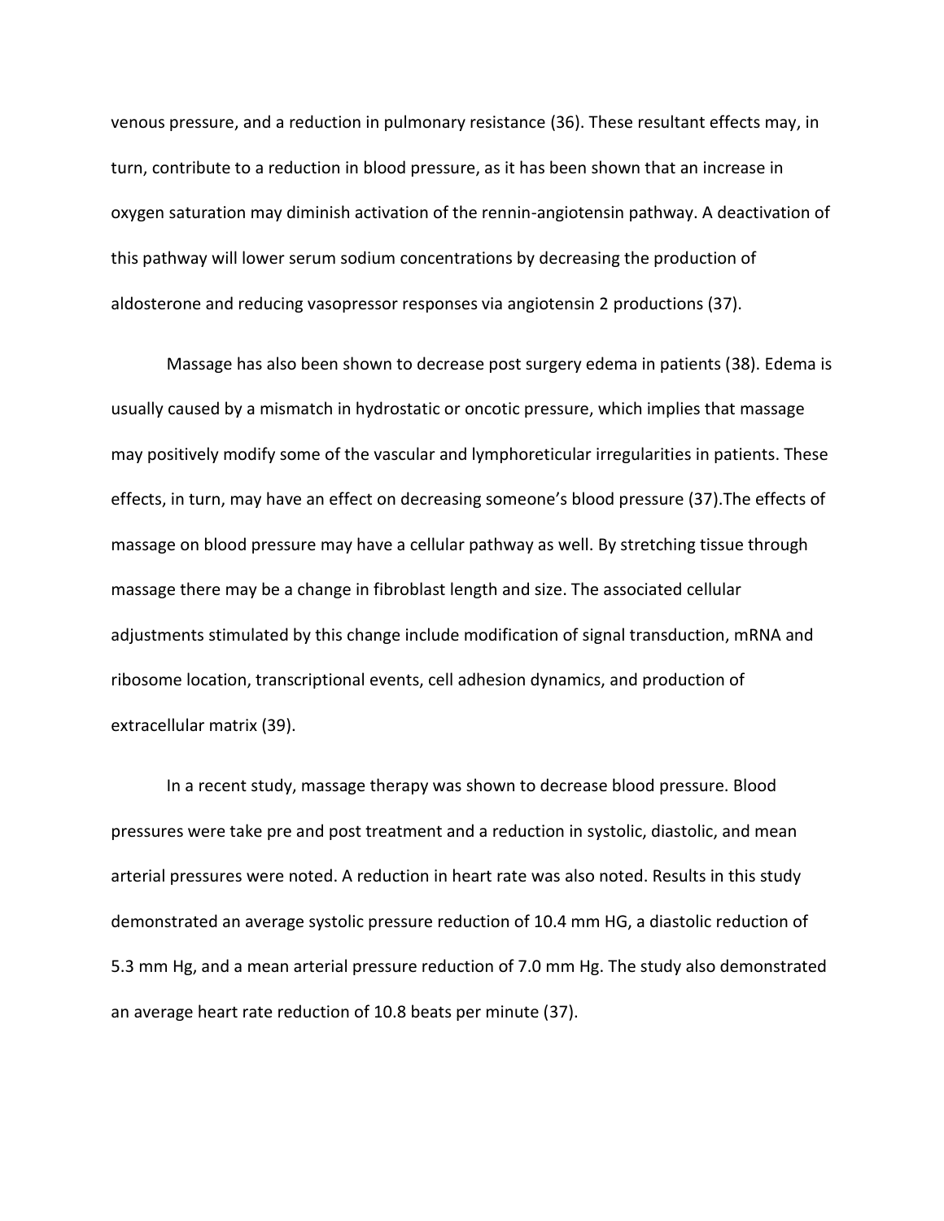venous pressure, and a reduction in pulmonary resistance (36). These resultant effects may, in turn, contribute to a reduction in blood pressure, as it has been shown that an increase in oxygen saturation may diminish activation of the rennin-angiotensin pathway. A deactivation of this pathway will lower serum sodium concentrations by decreasing the production of aldosterone and reducing vasopressor responses via angiotensin 2 productions (37).

Massage has also been shown to decrease post surgery edema in patients (38). Edema is usually caused by a mismatch in hydrostatic or oncotic pressure, which implies that massage may positively modify some of the vascular and lymphoreticular irregularities in patients. These effects, in turn, may have an effect on decreasing someone's blood pressure (37).The effects of massage on blood pressure may have a cellular pathway as well. By stretching tissue through massage there may be a change in fibroblast length and size. The associated cellular adjustments stimulated by this change include modification of signal transduction, mRNA and ribosome location, transcriptional events, cell adhesion dynamics, and production of extracellular matrix (39).

In a recent study, massage therapy was shown to decrease blood pressure. Blood pressures were take pre and post treatment and a reduction in systolic, diastolic, and mean arterial pressures were noted. A reduction in heart rate was also noted. Results in this study demonstrated an average systolic pressure reduction of 10.4 mm HG, a diastolic reduction of 5.3 mm Hg, and a mean arterial pressure reduction of 7.0 mm Hg. The study also demonstrated an average heart rate reduction of 10.8 beats per minute (37).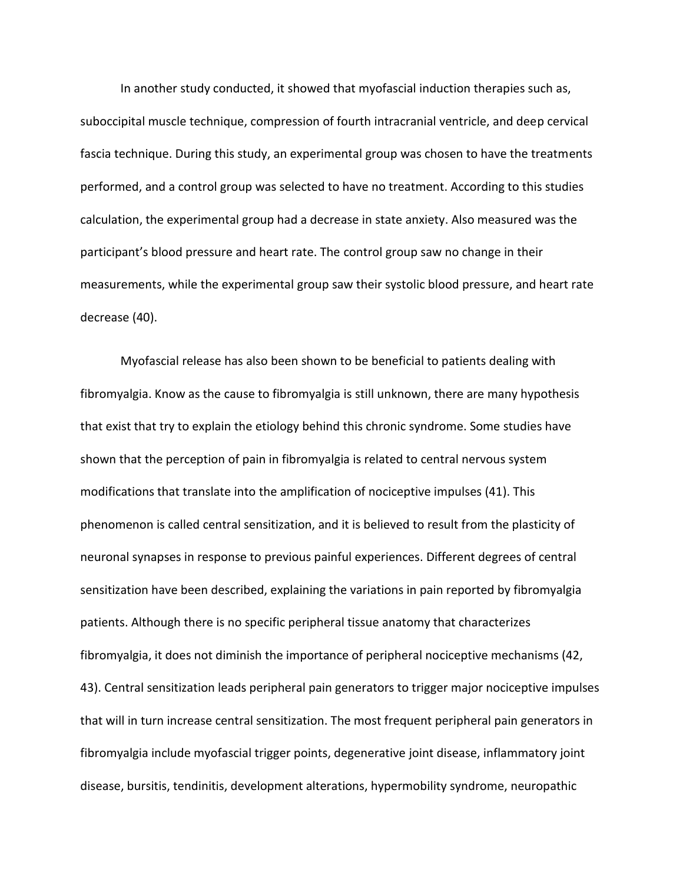In another study conducted, it showed that myofascial induction therapies such as, suboccipital muscle technique, compression of fourth intracranial ventricle, and deep cervical fascia technique. During this study, an experimental group was chosen to have the treatments performed, and a control group was selected to have no treatment. According to this studies calculation, the experimental group had a decrease in state anxiety. Also measured was the participant's blood pressure and heart rate. The control group saw no change in their measurements, while the experimental group saw their systolic blood pressure, and heart rate decrease (40).

Myofascial release has also been shown to be beneficial to patients dealing with fibromyalgia. Know as the cause to fibromyalgia is still unknown, there are many hypothesis that exist that try to explain the etiology behind this chronic syndrome. Some studies have shown that the perception of pain in fibromyalgia is related to central nervous system modifications that translate into the amplification of nociceptive impulses (41). This phenomenon is called central sensitization, and it is believed to result from the plasticity of neuronal synapses in response to previous painful experiences. Different degrees of central sensitization have been described, explaining the variations in pain reported by fibromyalgia patients. Although there is no specific peripheral tissue anatomy that characterizes fibromyalgia, it does not diminish the importance of peripheral nociceptive mechanisms (42, 43). Central sensitization leads peripheral pain generators to trigger major nociceptive impulses that will in turn increase central sensitization. The most frequent peripheral pain generators in fibromyalgia include myofascial trigger points, degenerative joint disease, inflammatory joint disease, bursitis, tendinitis, development alterations, hypermobility syndrome, neuropathic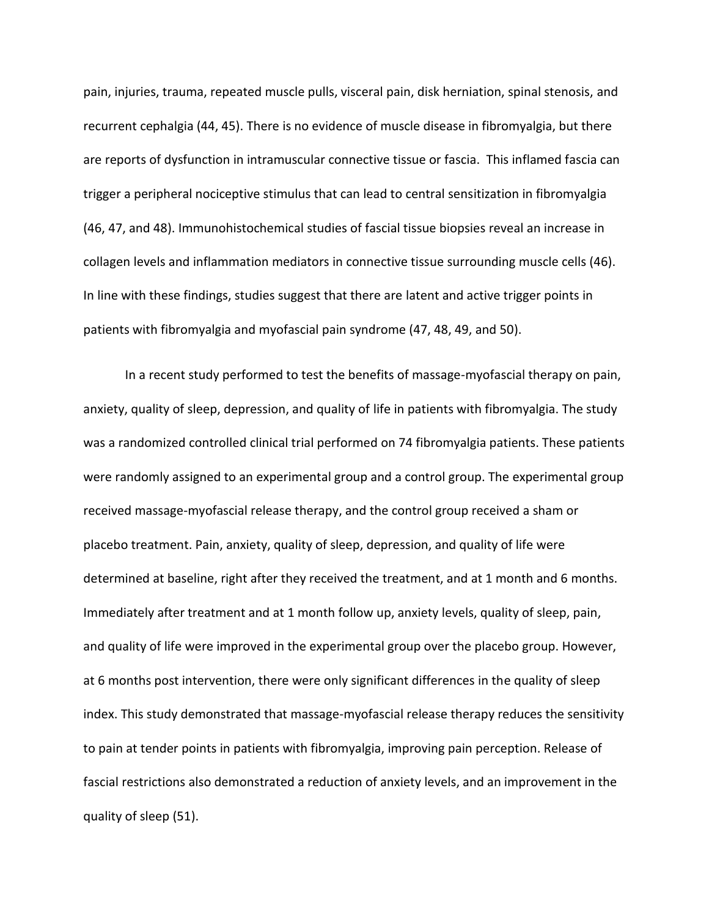pain, injuries, trauma, repeated muscle pulls, visceral pain, disk herniation, spinal stenosis, and recurrent cephalgia (44, 45). There is no evidence of muscle disease in fibromyalgia, but there are reports of dysfunction in intramuscular connective tissue or fascia. This inflamed fascia can trigger a peripheral nociceptive stimulus that can lead to central sensitization in fibromyalgia (46, 47, and 48). Immunohistochemical studies of fascial tissue biopsies reveal an increase in collagen levels and inflammation mediators in connective tissue surrounding muscle cells (46). In line with these findings, studies suggest that there are latent and active trigger points in patients with fibromyalgia and myofascial pain syndrome (47, 48, 49, and 50).

In a recent study performed to test the benefits of massage-myofascial therapy on pain, anxiety, quality of sleep, depression, and quality of life in patients with fibromyalgia. The study was a randomized controlled clinical trial performed on 74 fibromyalgia patients. These patients were randomly assigned to an experimental group and a control group. The experimental group received massage-myofascial release therapy, and the control group received a sham or placebo treatment. Pain, anxiety, quality of sleep, depression, and quality of life were determined at baseline, right after they received the treatment, and at 1 month and 6 months. Immediately after treatment and at 1 month follow up, anxiety levels, quality of sleep, pain, and quality of life were improved in the experimental group over the placebo group. However, at 6 months post intervention, there were only significant differences in the quality of sleep index. This study demonstrated that massage-myofascial release therapy reduces the sensitivity to pain at tender points in patients with fibromyalgia, improving pain perception. Release of fascial restrictions also demonstrated a reduction of anxiety levels, and an improvement in the quality of sleep (51).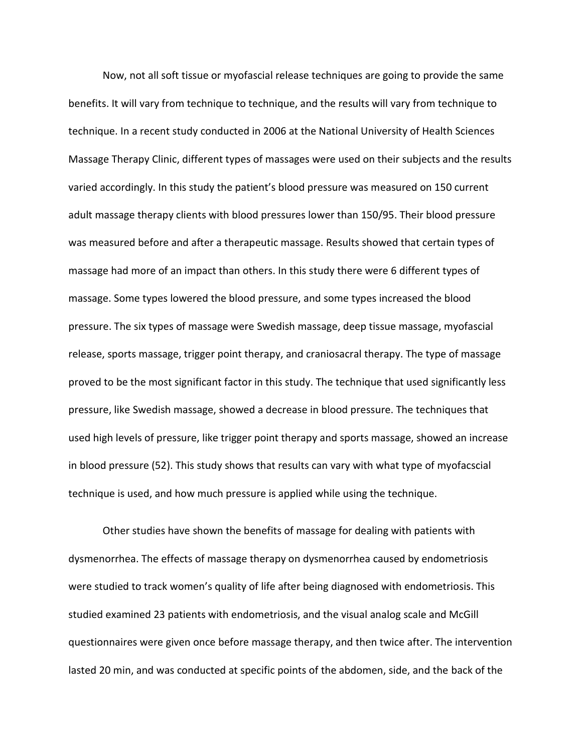Now, not all soft tissue or myofascial release techniques are going to provide the same benefits. It will vary from technique to technique, and the results will vary from technique to technique. In a recent study conducted in 2006 at the National University of Health Sciences Massage Therapy Clinic, different types of massages were used on their subjects and the results varied accordingly. In this study the patient's blood pressure was measured on 150 current adult massage therapy clients with blood pressures lower than 150/95. Their blood pressure was measured before and after a therapeutic massage. Results showed that certain types of massage had more of an impact than others. In this study there were 6 different types of massage. Some types lowered the blood pressure, and some types increased the blood pressure. The six types of massage were Swedish massage, deep tissue massage, myofascial release, sports massage, trigger point therapy, and craniosacral therapy. The type of massage proved to be the most significant factor in this study. The technique that used significantly less pressure, like Swedish massage, showed a decrease in blood pressure. The techniques that used high levels of pressure, like trigger point therapy and sports massage, showed an increase in blood pressure (52). This study shows that results can vary with what type of myofacscial technique is used, and how much pressure is applied while using the technique.

Other studies have shown the benefits of massage for dealing with patients with dysmenorrhea. The effects of massage therapy on dysmenorrhea caused by endometriosis were studied to track women's quality of life after being diagnosed with endometriosis. This studied examined 23 patients with endometriosis, and the visual analog scale and McGill questionnaires were given once before massage therapy, and then twice after. The intervention lasted 20 min, and was conducted at specific points of the abdomen, side, and the back of the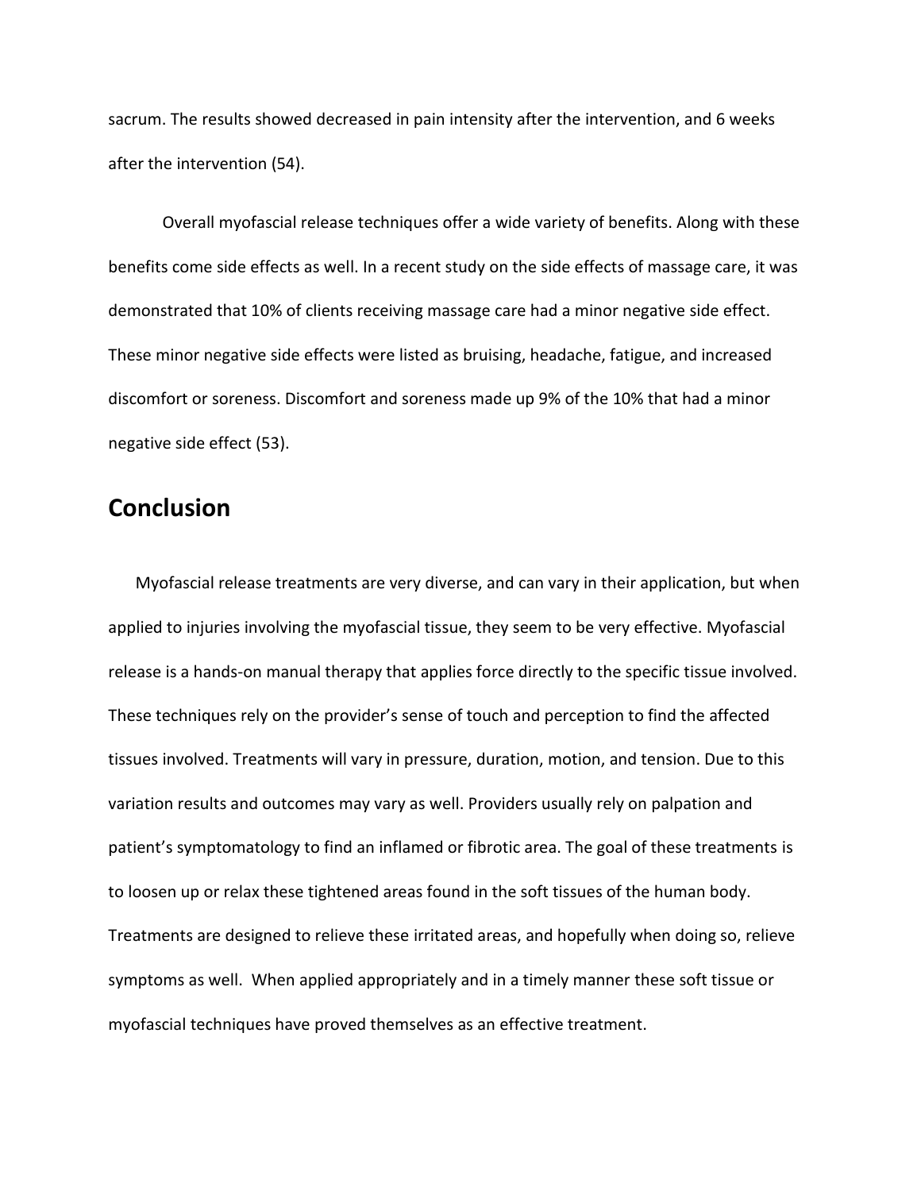sacrum. The results showed decreased in pain intensity after the intervention, and 6 weeks after the intervention (54).

Overall myofascial release techniques offer a wide variety of benefits. Along with these benefits come side effects as well. In a recent study on the side effects of massage care, it was demonstrated that 10% of clients receiving massage care had a minor negative side effect. These minor negative side effects were listed as bruising, headache, fatigue, and increased discomfort or soreness. Discomfort and soreness made up 9% of the 10% that had a minor negative side effect (53).

## Conclusion

Myofascial release treatments are very diverse, and can vary in their application, but when applied to injuries involving the myofascial tissue, they seem to be very effective. Myofascial release is a hands-on manual therapy that applies force directly to the specific tissue involved. These techniques rely on the provider's sense of touch and perception to find the affected tissues involved. Treatments will vary in pressure, duration, motion, and tension. Due to this variation results and outcomes may vary as well. Providers usually rely on palpation and patient's symptomatology to find an inflamed or fibrotic area. The goal of these treatments is to loosen up or relax these tightened areas found in the soft tissues of the human body. Treatments are designed to relieve these irritated areas, and hopefully when doing so, relieve symptoms as well. When applied appropriately and in a timely manner these soft tissue or myofascial techniques have proved themselves as an effective treatment.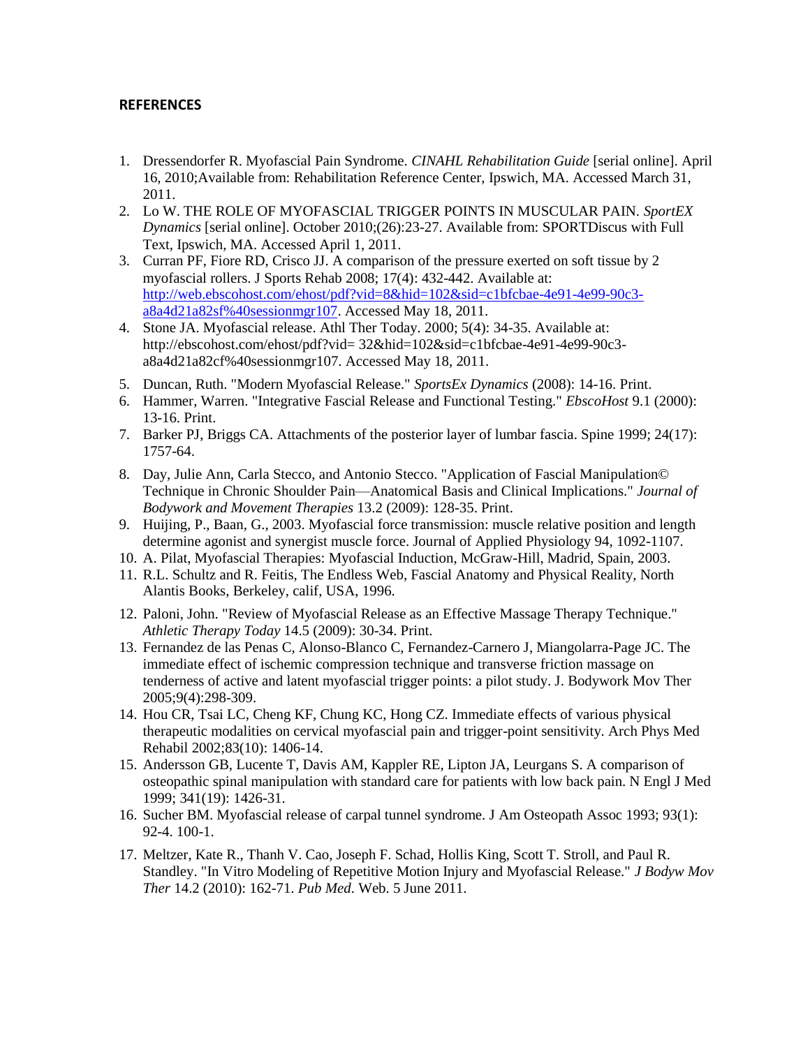**REFERENCES**

1. Dressendorfer R. Myofascial Pain Syndrome. *CINAHL Rehabilitation Guide* [serial online]. April 16, 2010;Available from: Rehabilitation Reference Center, Ipswich, MA. Accessed March 31, 2011.
2. Lo W. THE ROLE OF MYOFASCIAL TRIGGER POINTS IN MUSCULAR PAIN. *SportEX Dynamics* [serial online]. October 2010;(26):23-27. Available from: SPORTDiscus with Full Text, Ipswich, MA. Accessed April 1, 2011.
3. Curran PF, Fiore RD, Crisco JJ. A comparison of the pressure exerted on soft tissue by 2 myofascial rollers. J Sports Rehab 2008; 17(4): 432-442. Available at: [http://web.ebscohost.com/ehost/pdf?vid=8&hid=102&sid=c1bfcbae-4e91-4e99-90c3-a8a4d21a82sf%40sessionmgr107](http://web.ebscohost.com/ehost/pdf?vid=8&hid=102&sid=c1bfcbae-4e91-4e99-90c3-a8a4d21a82sf%40sessionmgr107). Accessed May 18, 2011.
4. Stone JA. Myofascial release. Athl Ther Today. 2000; 5(4): 34-35. Available at: http://ebscohost.com/ehost/pdf?vid= 32&hid=102&sid=c1bfcbae-4e91-4e99-90c3-a8a4d21a82cf%40sessionmgr107. Accessed May 18, 2011.
5. Duncan, Ruth. "Modern Myofascial Release." *SportsEx Dynamics* (2008): 14-16. Print.
6. Hammer, Warren. "Integrative Fascial Release and Functional Testing." *EbscoHost* 9.1 (2000): 13-16. Print.
7. Barker PJ, Briggs CA. Attachments of the posterior layer of lumbar fascia. Spine 1999; 24(17): 1757-64.
8. Day, Julie Ann, Carla Stecco, and Antonio Stecco. "Application of Fascial Manipulation© Technique in Chronic Shoulder Pain—Anatomical Basis and Clinical Implications." *Journal of Bodywork and Movement Therapies* 13.2 (2009): 128-35. Print.
9. Huijing, P., Baan, G., 2003. Myofascial force transmission: muscle relative position and length determine agonist and synergist muscle force. Journal of Applied Physiology 94, 1092-1107.
10. A. Pilat, Myofascial Therapies: Myofascial Induction, McGraw-Hill, Madrid, Spain, 2003.
11. R.L. Schultz and R. Feitis, The Endless Web, Fascial Anatomy and Physical Reality, North Alantis Books, Berkeley, calif, USA, 1996.
12. Paloni, John. "Review of Myofascial Release as an Effective Massage Therapy Technique." *Athletic Therapy Today* 14.5 (2009): 30-34. Print.
13. Fernandez de las Penas C, Alonso-Blanco C, Fernandez-Carnero J, Miangolarra-Page JC. The immediate effect of ischemic compression technique and transverse friction massage on tenderness of active and latent myofascial trigger points: a pilot study. J. Bodywork Mov Ther 2005;9(4):298-309.
14. Hou CR, Tsai LC, Cheng KF, Chung KC, Hong CZ. Immediate effects of various physical therapeutic modalities on cervical myofascial pain and trigger-point sensitivity. Arch Phys Med Rehabil 2002;83(10): 1406-14.
15. Andersson GB, Lucente T, Davis AM, Kappler RE, Lipton JA, Leurgans S. A comparison of osteopathic spinal manipulation with standard care for patients with low back pain. N Engl J Med 1999; 341(19): 1426-31.
16. Sucher BM. Myofascial release of carpal tunnel syndrome. J Am Osteopath Assoc 1993; 93(1): 92-4. 100-1.
17. Meltzer, Kate R., Thanh V. Cao, Joseph F. Schad, Hollis King, Scott T. Stroll, and Paul R. Standley. "In Vitro Modeling of Repetitive Motion Injury and Myofascial Release." *J Bodyw Mov Ther* 14.2 (2010): 162-71. *Pub Med*. Web. 5 June 2011.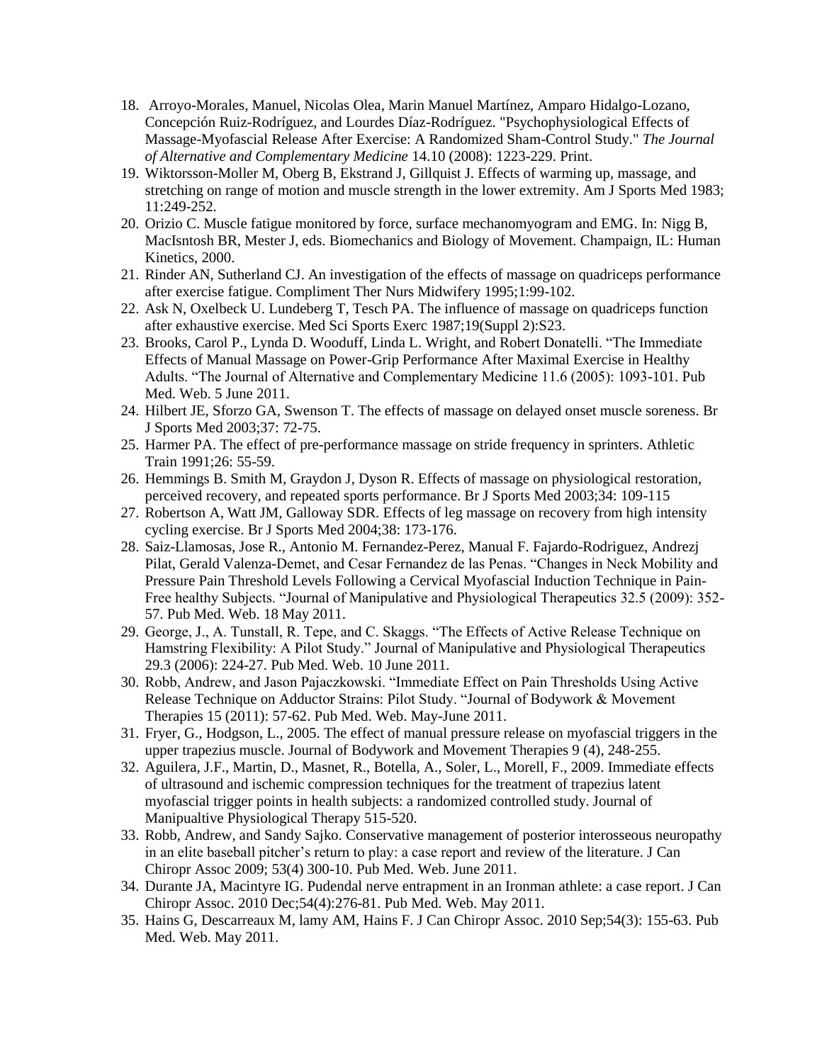18. Arroyo-Morales, Manuel, Nicolas Olea, Marin Manuel Martínez, Amparo Hidalgo-Lozano, Concepción Ruiz-Rodríguez, and Lourdes Díaz-Rodríguez. "Psychophysiological Effects of Massage-Myofascial Release After Exercise: A Randomized Sham-Control Study." *The Journal of Alternative and Complementary Medicine* 14.10 (2008): 1223-229. Print.
19. Wiktorsson-Moller M, Oberg B, Ekstrand J, Gillquist J. Effects of warming up, massage, and stretching on range of motion and muscle strength in the lower extremity. Am J Sports Med 1983; 11:249-252.
20. Orizio C. Muscle fatigue monitored by force, surface mechanomyogram and EMG. In: Nigg B, MacIsntosh BR, Mester J, eds. Biomechanics and Biology of Movement. Champaign, IL: Human Kinetics, 2000.
21. Rinder AN, Sutherland CJ. An investigation of the effects of massage on quadriceps performance after exercise fatigue. Compliment Ther Nurs Midwifery 1995;1:99-102.
22. Ask N, Oxelbeck U. Lundeberg T, Tesch PA. The influence of massage on quadriceps function after exhaustive exercise. Med Sci Sports Exerc 1987;19(Suppl 2):S23.
23. Brooks, Carol P., Lynda D. Wooduff, Linda L. Wright, and Robert Donatelli. "The Immediate Effects of Manual Massage on Power-Grip Performance After Maximal Exercise in Healthy Adults. "The Journal of Alternative and Complementary Medicine 11.6 (2005): 1093-101. Pub Med. Web. 5 June 2011.
24. Hilbert JE, Sforzo GA, Swenson T. The effects of massage on delayed onset muscle soreness. Br J Sports Med 2003;37: 72-75.
25. Harmer PA. The effect of pre-performance massage on stride frequency in sprinters. Athletic Train 1991;26: 55-59.
26. Hemmings B. Smith M, Graydon J, Dyson R. Effects of massage on physiological restoration, perceived recovery, and repeated sports performance. Br J Sports Med 2003;34: 109-115
27. Robertson A, Watt JM, Galloway SDR. Effects of leg massage on recovery from high intensity cycling exercise. Br J Sports Med 2004;38: 173-176.
28. Saiz-Llamosas, Jose R., Antonio M. Fernandez-Perez, Manual F. Fajardo-Rodriguez, Andrezj Pilat, Gerald Valenza-Demet, and Cesar Fernandez de las Penas. "Changes in Neck Mobility and Pressure Pain Threshold Levels Following a Cervical Myofascial Induction Technique in Pain-Free healthy Subjects. "Journal of Manipulative and Physiological Therapeutics 32.5 (2009): 352-57. Pub Med. Web. 18 May 2011.
29. George, J., A. Tunstall, R. Tepe, and C. Skaggs. "The Effects of Active Release Technique on Hamstring Flexibility: A Pilot Study." Journal of Manipulative and Physiological Therapeutics 29.3 (2006): 224-27. Pub Med. Web. 10 June 2011.
30. Robb, Andrew, and Jason Pajaczkowski. "Immediate Effect on Pain Thresholds Using Active Release Technique on Adductor Strains: Pilot Study. "Journal of Bodywork & Movement Therapies 15 (2011): 57-62. Pub Med. Web. May-June 2011.
31. Fryer, G., Hodgson, L., 2005. The effect of manual pressure release on myofascial triggers in the upper trapezius muscle. Journal of Bodywork and Movement Therapies 9 (4), 248-255.
32. Aguilera, J.F., Martin, D., Masnet, R., Botella, A., Soler, L., Morell, F., 2009. Immediate effects of ultrasound and ischemic compression techniques for the treatment of trapezius latent myofascial trigger points in health subjects: a randomized controlled study. Journal of Manipualtive Physiological Therapy 515-520.
33. Robb, Andrew, and Sandy Sajko. Conservative management of posterior interosseous neuropathy in an elite baseball pitcher's return to play: a case report and review of the literature. J Can Chiropr Assoc 2009; 53(4) 300-10. Pub Med. Web. June 2011.
34. Durante JA, Macintyre IG. Pudendal nerve entrapment in an Ironman athlete: a case report. J Can Chiropr Assoc. 2010 Dec;54(4):276-81. Pub Med. Web. May 2011.
35. Hains G, Descarreaux M, lamy AM, Hains F. J Can Chiropr Assoc. 2010 Sep;54(3): 155-63. Pub Med. Web. May 2011.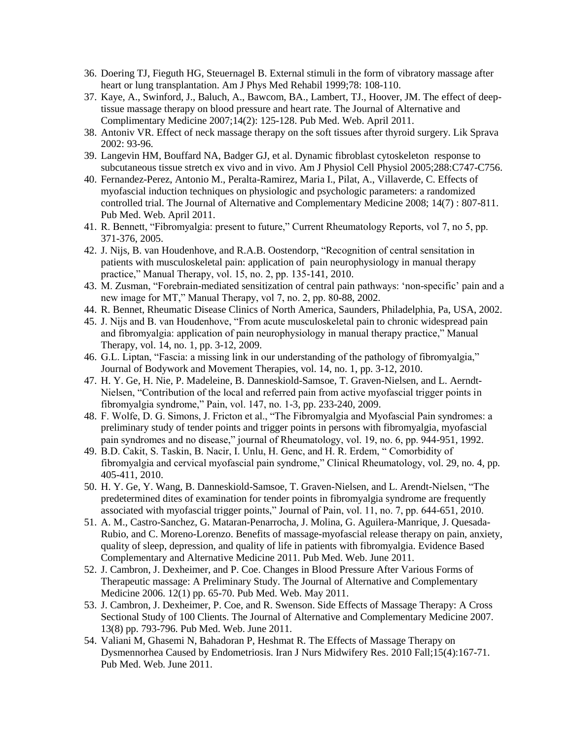36. Doering TJ, Fieguth HG, Steuernagel B. External stimuli in the form of vibratory massage after heart or lung transplantation. Am J Phys Med Rehabil 1999;78: 108-110.
37. Kaye, A., Swinford, J., Baluch, A., Bawcom, BA., Lambert, TJ., Hoover, JM. The effect of deep-tissue massage therapy on blood pressure and heart rate. The Journal of Alternative and Complimentary Medicine 2007;14(2): 125-128. Pub Med. Web. April 2011.
38. Antoniv VR. Effect of neck massage therapy on the soft tissues after thyroid surgery. Lik Sprava 2002: 93-96.
39. Langevin HM, Bouffard NA, Badger GJ, et al. Dynamic fibroblast cytoskeleton response to subcutaneous tissue stretch ex vivo and in vivo. Am J Physiol Cell Physiol 2005;288:C747-C756.
40. Fernandez-Perez, Antonio M., Peralta-Ramirez, Maria I., Pilat, A., Villaverde, C. Effects of myofascial induction techniques on physiologic and psychologic parameters: a randomized controlled trial. The Journal of Alternative and Complementary Medicine 2008; 14(7) : 807-811. Pub Med. Web. April 2011.
41. R. Bennett, "Fibromyalgia: present to future," Current Rheumatology Reports, vol 7, no 5, pp. 371-376, 2005.
42. J. Nijs, B. van Houdenhove, and R.A.B. Oostendorp, "Recognition of central sensitation in patients with musculoskeletal pain: application of pain neurophysiology in manual therapy practice," Manual Therapy, vol. 15, no. 2, pp. 135-141, 2010.
43. M. Zusman, "Forebrain-mediated sensitization of central pain pathways: 'non-specific' pain and a new image for MT," Manual Therapy, vol 7, no. 2, pp. 80-88, 2002.
44. R. Bennet, Rheumatic Disease Clinics of North America, Saunders, Philadelphia, Pa, USA, 2002.
45. J. Nijs and B. van Houdenhove, "From acute musculoskeletal pain to chronic widespread pain and fibromyalgia: application of pain neurophysiology in manual therapy practice," Manual Therapy, vol. 14, no. 1, pp. 3-12, 2009.
46. G.L. Liptan, "Fascia: a missing link in our understanding of the pathology of fibromyalgia," Journal of Bodywork and Movement Therapies, vol. 14, no. 1, pp. 3-12, 2010.
47. H. Y. Ge, H. Nie, P. Madeleine, B. Danneskiold-Samsoe, T. Graven-Nielsen, and L. Aerndt-Nielsen, "Contribution of the local and referred pain from active myofascial trigger points in fibromyalgia syndrome," Pain, vol. 147, no. 1-3, pp. 233-240, 2009.
48. F. Wolfe, D. G. Simons, J. Fricton et al., "The Fibromyalgia and Myofascial Pain syndromes: a preliminary study of tender points and trigger points in persons with fibromyalgia, myofascial pain syndromes and no disease," journal of Rheumatology, vol. 19, no. 6, pp. 944-951, 1992.
49. B.D. Cakit, S. Taskin, B. Nacir, I. Unlu, H. Genc, and H. R. Erdem, " Comorbidity of fibromyalgia and cervical myofascial pain syndrome," Clinical Rheumatology, vol. 29, no. 4, pp. 405-411, 2010.
50. H. Y. Ge, Y. Wang, B. Danneskiold-Samsoe, T. Graven-Nielsen, and L. Arendt-Nielsen, "The predetermined dites of examination for tender points in fibromyalgia syndrome are frequently associated with myofascial trigger points," Journal of Pain, vol. 11, no. 7, pp. 644-651, 2010.
51. A. M., Castro-Sanchez, G. Mataran-Penarrocha, J. Molina, G. Aguilera-Manrique, J. Quesada-Rubio, and C. Moreno-Lorenzo. Benefits of massage-myofascial release therapy on pain, anxiety, quality of sleep, depression, and quality of life in patients with fibromyalgia. Evidence Based Complementary and Alternative Medicine 2011. Pub Med. Web. June 2011.
52. J. Cambron, J. Dexheimer, and P. Coe. Changes in Blood Pressure After Various Forms of Therapeutic massage: A Preliminary Study. The Journal of Alternative and Complementary Medicine 2006. 12(1) pp. 65-70. Pub Med. Web. May 2011.
53. J. Cambron, J. Dexheimer, P. Coe, and R. Swenson. Side Effects of Massage Therapy: A Cross Sectional Study of 100 Clients. The Journal of Alternative and Complementary Medicine 2007. 13(8) pp. 793-796. Pub Med. Web. June 2011.
54. Valiani M, Ghasemi N, Bahadoran P, Heshmat R. The Effects of Massage Therapy on Dysmennorhea Caused by Endometriosis. Iran J Nurs Midwifery Res. 2010 Fall;15(4):167-71. Pub Med. Web. June 2011.